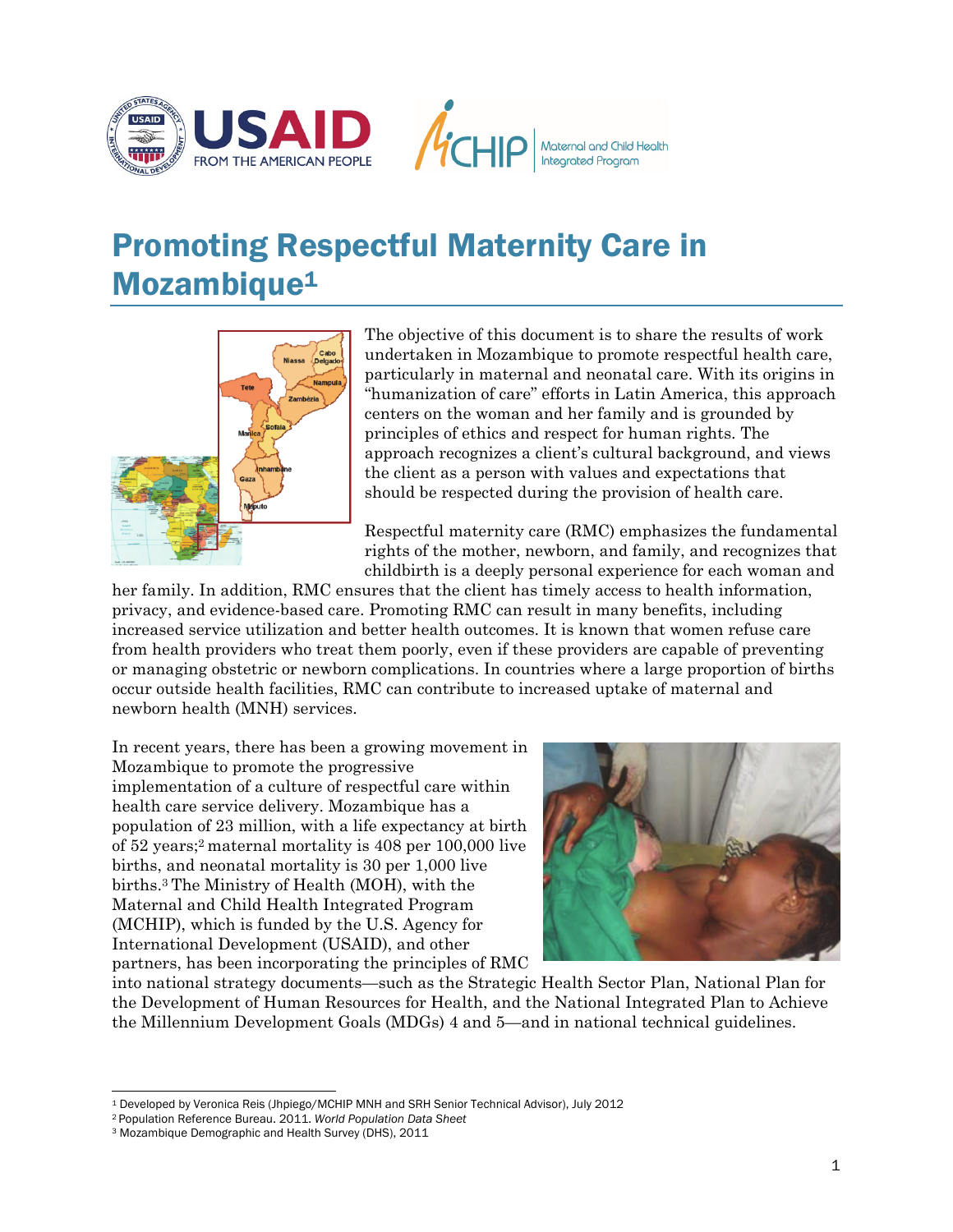# Promoting Respectful Maternity Care in Mozambique[1]

The objective of this document is to share the results of work undertaken in Mozambique to promote respectful health care, particularly in maternal and neonatal care. With its origins in "humanization of care" efforts in Latin America, this approach centers on the woman and her family and is grounded by principles of ethics and respect for human rights. The approach recognizes a client's cultural background, and views the client as a person with values and expectations that should be respected during the provision of health care.

Respectful maternity care (RMC) emphasizes the fundamental rights of the mother, newborn, and family, and recognizes that childbirth is a deeply personal experience for each woman and her family. In addition, RMC ensures that the client has timely access to health information, privacy, and evidence-based care. Promoting RMC can result in many benefits, including increased service utilization and better health outcomes. It is known that women refuse care from health providers who treat them poorly, even if these providers are capable of preventing or managing obstetric or newborn complications. In countries where a large proportion of births occur outside health facilities, RMC can contribute to increased uptake of maternal and newborn health (MNH) services.

In recent years, there has been a growing movement in Mozambique to promote the progressive implementation of a culture of respectful care within health care service delivery. Mozambique has a population of 23 million, with a life expectancy at birth of 52 years;[2] maternal mortality is 408 per 100,000 live births, and neonatal mortality is 30 per 1,000 live births.[3] The Ministry of Health (MOH), with the Maternal and Child Health Integrated Program (MCHIP), which is funded by the U.S. Agency for International Development (USAID), and other partners, has been incorporating the principles of RMC into national strategy documents—such as the Strategic Health Sector Plan, National Plan for the Development of Human Resources for Health, and the National Integrated Plan to Achieve the Millennium Development Goals (MDGs) 4 and 5—and in national technical guidelines.

---

[1] Developed by Veronica Reis (Jhpiego/MCHIP MNH and SRH Senior Technical Advisor), July 2012

[2] Population Reference Bureau. 2011. *World Population Data Sheet*

[3] Mozambique Demographic and Health Survey (DHS), 2011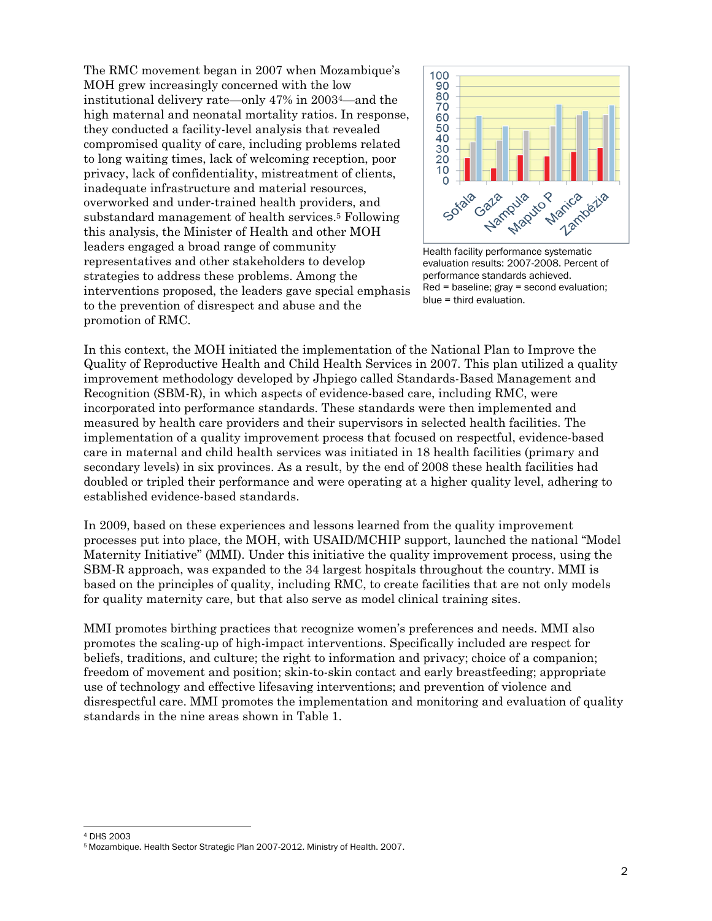The RMC movement began in 2007 when Mozambique's MOH grew increasingly concerned with the low institutional delivery rate—only 47% in 2003[4]—and the high maternal and neonatal mortality ratios. In response, they conducted a facility-level analysis that revealed compromised quality of care, including problems related to long waiting times, lack of welcoming reception, poor privacy, lack of confidentiality, mistreatment of clients, inadequate infrastructure and material resources, overworked and under-trained health providers, and substandard management of health services.[5] Following this analysis, the Minister of Health and other MOH leaders engaged a broad range of community representatives and other stakeholders to develop strategies to address these problems. Among the interventions proposed, the leaders gave special emphasis to the prevention of disrespect and abuse and the promotion of RMC.

Health facility performance systematic evaluation results: 2007-2008. Percent of performance standards achieved. Red = baseline; gray = second evaluation; blue = third evaluation.

In this context, the MOH initiated the implementation of the National Plan to Improve the Quality of Reproductive Health and Child Health Services in 2007. This plan utilized a quality improvement methodology developed by Jhpiego called Standards-Based Management and Recognition (SBM-R), in which aspects of evidence-based care, including RMC, were incorporated into performance standards. These standards were then implemented and measured by health care providers and their supervisors in selected health facilities. The implementation of a quality improvement process that focused on respectful, evidence-based care in maternal and child health services was initiated in 18 health facilities (primary and secondary levels) in six provinces. As a result, by the end of 2008 these health facilities had doubled or tripled their performance and were operating at a higher quality level, adhering to established evidence-based standards.

In 2009, based on these experiences and lessons learned from the quality improvement processes put into place, the MOH, with USAID/MCHIP support, launched the national "Model Maternity Initiative" (MMI). Under this initiative the quality improvement process, using the SBM-R approach, was expanded to the 34 largest hospitals throughout the country. MMI is based on the principles of quality, including RMC, to create facilities that are not only models for quality maternity care, but that also serve as model clinical training sites.

MMI promotes birthing practices that recognize women's preferences and needs. MMI also promotes the scaling-up of high-impact interventions. Specifically included are respect for beliefs, traditions, and culture; the right to information and privacy; choice of a companion; freedom of movement and position; skin-to-skin contact and early breastfeeding; appropriate use of technology and effective lifesaving interventions; and prevention of violence and disrespectful care. MMI promotes the implementation and monitoring and evaluation of quality standards in the nine areas shown in Table 1.

[4] DHS 2003

[5] Mozambique. Health Sector Strategic Plan 2007-2012. Ministry of Health. 2007.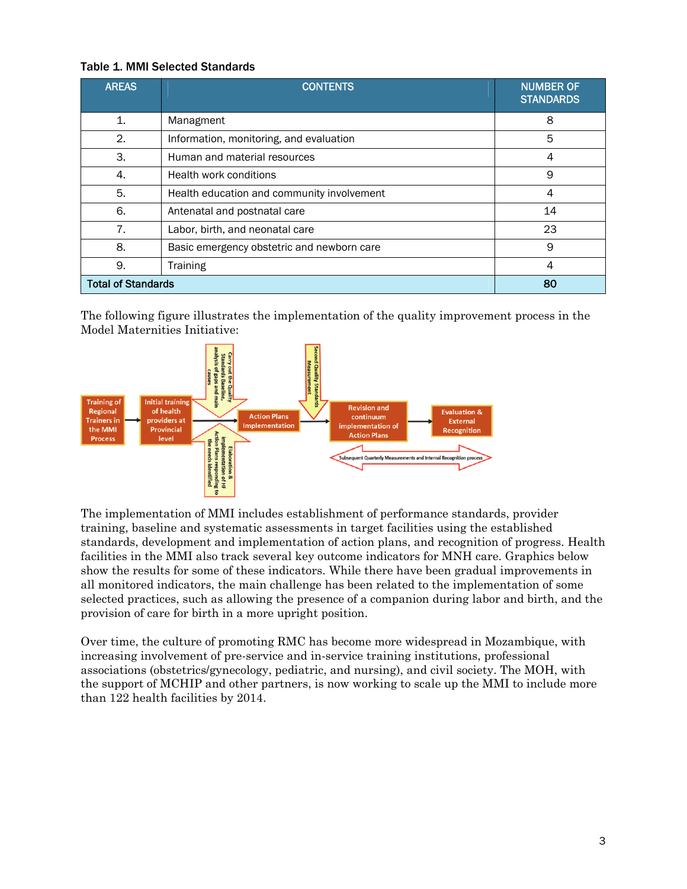**Table 1. MMI Selected Standards**

| AREAS | CONTENTS | NUMBER OF STANDARDS |
|---|---|---|
| 1. | Managment | 8 |
| 2. | Information, monitoring, and evaluation | 5 |
| 3. | Human and material resources | 4 |
| 4. | Health work conditions | 9 |
| 5. | Health education and community involvement | 4 |
| 6. | Antenatal and postnatal care | 14 |
| 7. | Labor, birth, and neonatal care | 23 |
| 8. | Basic emergency obstetric and newborn care | 9 |
| 9. | Training | 4 |
| **Total of Standards** | | **80** |

The following figure illustrates the implementation of the quality improvement process in the Model Maternities Initiative:

Training of Regional Trainers in the MMI Process → Initial training of health providers at Provincial level → Action Plans Implementation → Revision and continuum implementation of Action Plans → Evaluation & External Recognition

Carry out the Quality Standards Baseline, analysis of gaps and main causes

Elaboration & implementation of HF Action Plans responding to the needs identified

Second Quality Standards Measurement

Subsequent Quarterly Measurements and Internal Recognition process

The implementation of MMI includes establishment of performance standards, provider training, baseline and systematic assessments in target facilities using the established standards, development and implementation of action plans, and recognition of progress. Health facilities in the MMI also track several key outcome indicators for MNH care. Graphics below show the results for some of these indicators. While there have been gradual improvements in all monitored indicators, the main challenge has been related to the implementation of some selected practices, such as allowing the presence of a companion during labor and birth, and the provision of care for birth in a more upright position.

Over time, the culture of promoting RMC has become more widespread in Mozambique, with increasing involvement of pre-service and in-service training institutions, professional associations (obstetrics/gynecology, pediatric, and nursing), and civil society. The MOH, with the support of MCHIP and other partners, is now working to scale up the MMI to include more than 122 health facilities by 2014.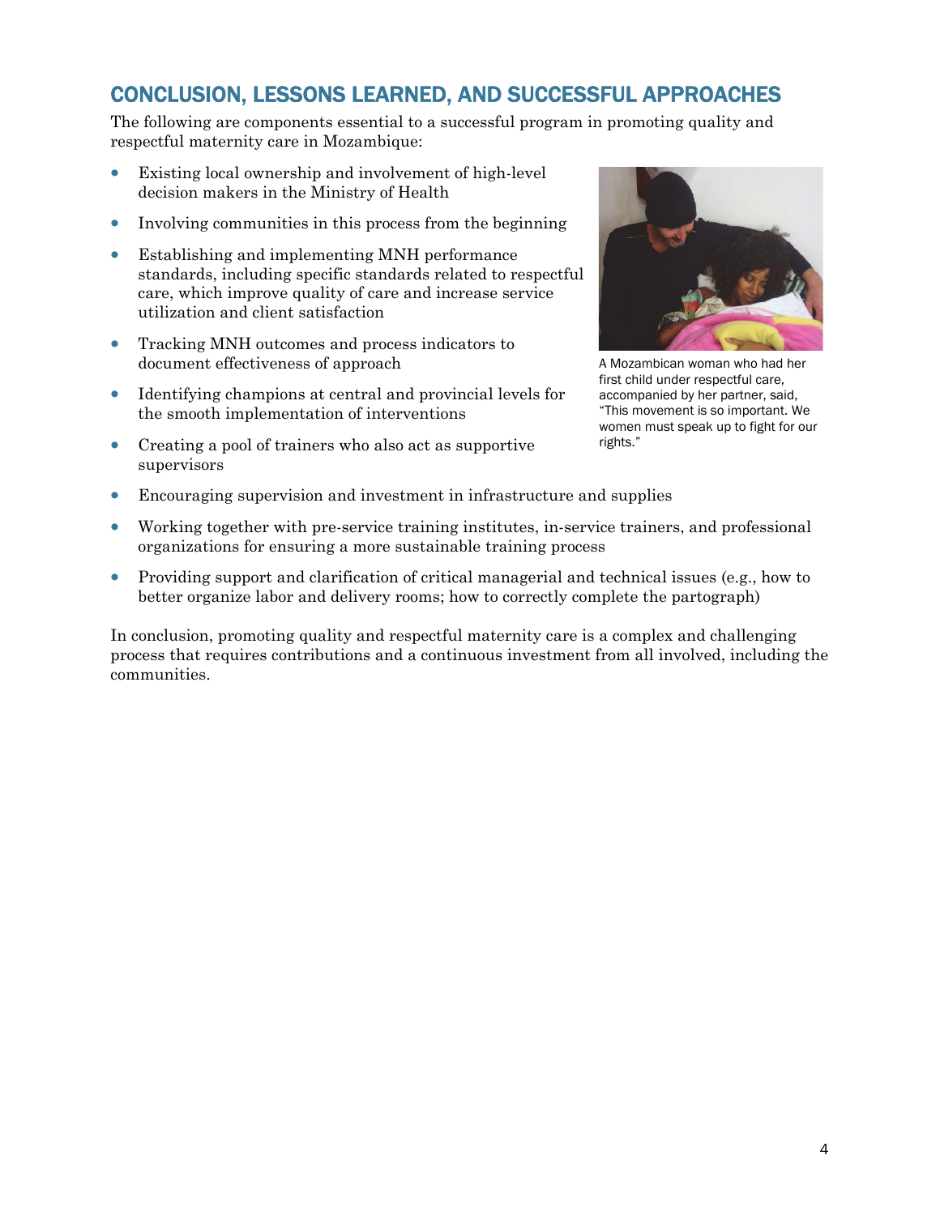## CONCLUSION, LESSONS LEARNED, AND SUCCESSFUL APPROACHES

The following are components essential to a successful program in promoting quality and respectful maternity care in Mozambique:

- Existing local ownership and involvement of high-level decision makers in the Ministry of Health
- Involving communities in this process from the beginning
- Establishing and implementing MNH performance standards, including specific standards related to respectful care, which improve quality of care and increase service utilization and client satisfaction
- Tracking MNH outcomes and process indicators to document effectiveness of approach
- Identifying champions at central and provincial levels for the smooth implementation of interventions
- Creating a pool of trainers who also act as supportive supervisors
- Encouraging supervision and investment in infrastructure and supplies
- Working together with pre-service training institutes, in-service trainers, and professional organizations for ensuring a more sustainable training process
- Providing support and clarification of critical managerial and technical issues (e.g., how to better organize labor and delivery rooms; how to correctly complete the partograph)

A Mozambican woman who had her first child under respectful care, accompanied by her partner, said, "This movement is so important. We women must speak up to fight for our rights."

In conclusion, promoting quality and respectful maternity care is a complex and challenging process that requires contributions and a continuous investment from all involved, including the communities.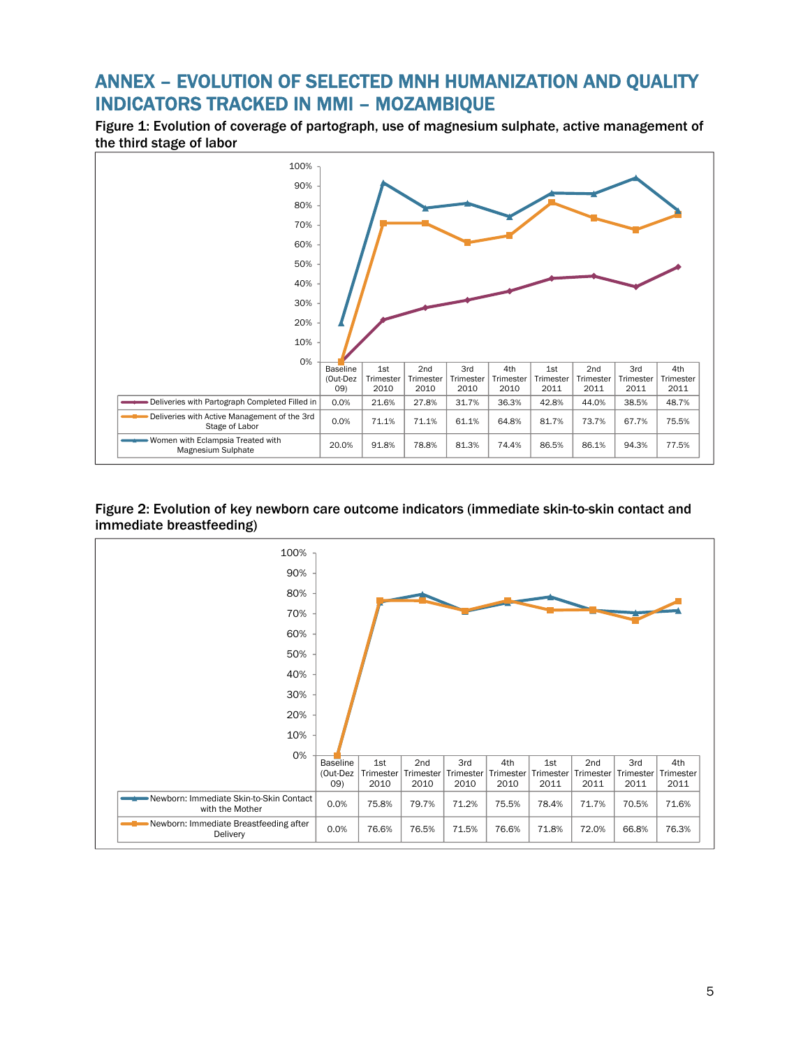# ANNEX – EVOLUTION OF SELECTED MNH HUMANIZATION AND QUALITY INDICATORS TRACKED IN MMI – MOZAMBIQUE

**Figure 1: Evolution of coverage of partograph, use of magnesium sulphate, active management of the third stage of labor**

| | Baseline (Out-Dez 09) | 1st Trimester 2010 | 2nd Trimester 2010 | 3rd Trimester 2010 | 4th Trimester 2010 | 1st Trimester 2011 | 2nd Trimester 2011 | 3rd Trimester 2011 | 4th Trimester 2011 |
|---|---|---|---|---|---|---|---|---|---|
| Deliveries with Partograph Completed Filled in | 0.0% | 21.6% | 27.8% | 31.7% | 36.3% | 42.8% | 44.0% | 38.5% | 48.7% |
| Deliveries with Active Management of the 3rd Stage of Labor | 0.0% | 71.1% | 71.1% | 61.1% | 64.8% | 81.7% | 73.7% | 67.7% | 75.5% |
| Women with Eclampsia Treated with Magnesium Sulphate | 20.0% | 91.8% | 78.8% | 81.3% | 74.4% | 86.5% | 86.1% | 94.3% | 77.5% |

**Figure 2: Evolution of key newborn care outcome indicators (immediate skin-to-skin contact and immediate breastfeeding)**

| | Baseline (Out-Dez 09) | 1st Trimester 2010 | 2nd Trimester 2010 | 3rd Trimester 2010 | 4th Trimester 2010 | 1st Trimester 2011 | 2nd Trimester 2011 | 3rd Trimester 2011 | 4th Trimester 2011 |
|---|---|---|---|---|---|---|---|---|---|
| Newborn: Immediate Skin-to-Skin Contact with the Mother | 0.0% | 75.8% | 79.7% | 71.2% | 75.5% | 78.4% | 71.7% | 70.5% | 71.6% |
| Newborn: Immediate Breastfeeding after Delivery | 0.0% | 76.6% | 76.5% | 71.5% | 76.6% | 71.8% | 72.0% | 66.8% | 76.3% |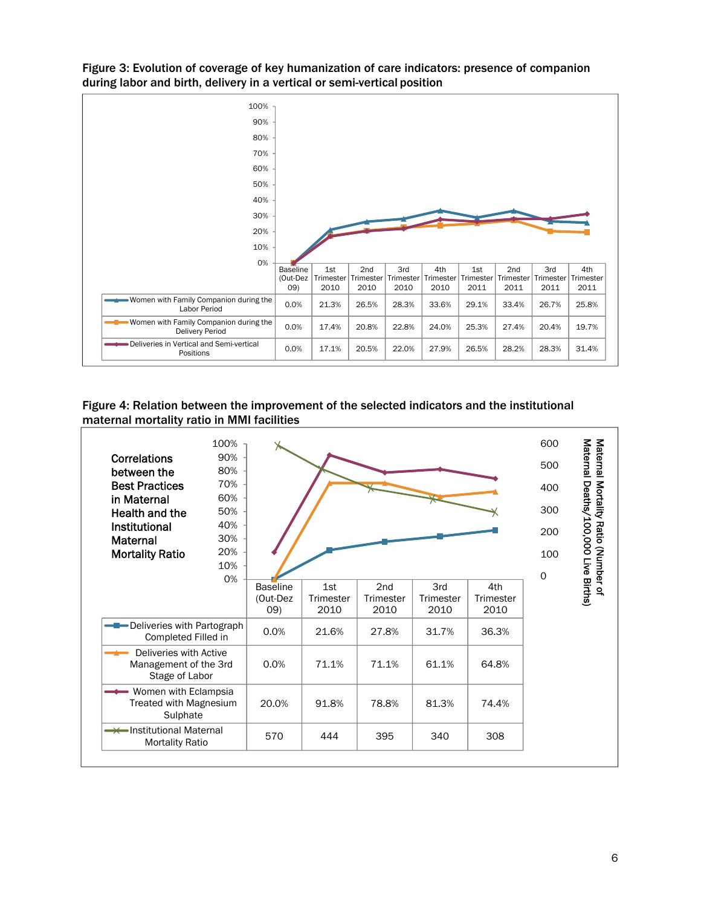**Figure 3: Evolution of coverage of key humanization of care indicators: presence of companion during labor and birth, delivery in a vertical or semi-vertical position**

100%
90%
80%
70%
60%
50%
40%
30%
20%
10%
0%

| | Baseline (Out-Dez 09) | 1st Trimester 2010 | 2nd Trimester 2010 | 3rd Trimester 2010 | 4th Trimester 2010 | 1st Trimester 2011 | 2nd Trimester 2011 | 3rd Trimester 2011 | 4th Trimester 2011 |
|---|---|---|---|---|---|---|---|---|---|
| Women with Family Companion during the Labor Period | 0.0% | 21.3% | 26.5% | 28.3% | 33.6% | 29.1% | 33.4% | 26.7% | 25.8% |
| Women with Family Companion during the Delivery Period | 0.0% | 17.4% | 20.8% | 22.8% | 24.0% | 25.3% | 27.4% | 20.4% | 19.7% |
| Deliveries in Vertical and Semi-vertical Positions | 0.0% | 17.1% | 20.5% | 22.0% | 27.9% | 26.5% | 28.2% | 28.3% | 31.4% |

**Figure 4: Relation between the improvement of the selected indicators and the institutional maternal mortality ratio in MMI facilities**

Correlations between the Best Practices in Maternal Health and the Institutional Maternal Mortality Ratio

100%
90%
80%
70%
60%
50%
40%
30%
20%
10%
0%

600
500
400
300
200
100
0

Maternal Mortality Ratio (Number of Maternal Deaths/100,000 Live Births)

| | Baseline (Out-Dez 09) | 1st Trimester 2010 | 2nd Trimester 2010 | 3rd Trimester 2010 | 4th Trimester 2010 |
|---|---|---|---|---|---|
| Deliveries with Partograph Completed Filled in | 0.0% | 21.6% | 27.8% | 31.7% | 36.3% |
| Deliveries with Active Management of the 3rd Stage of Labor | 0.0% | 71.1% | 71.1% | 61.1% | 64.8% |
| Women with Eclampsia Treated with Magnesium Sulphate | 20.0% | 91.8% | 78.8% | 81.3% | 74.4% |
| Institutional Maternal Mortality Ratio | 570 | 444 | 395 | 340 | 308 |